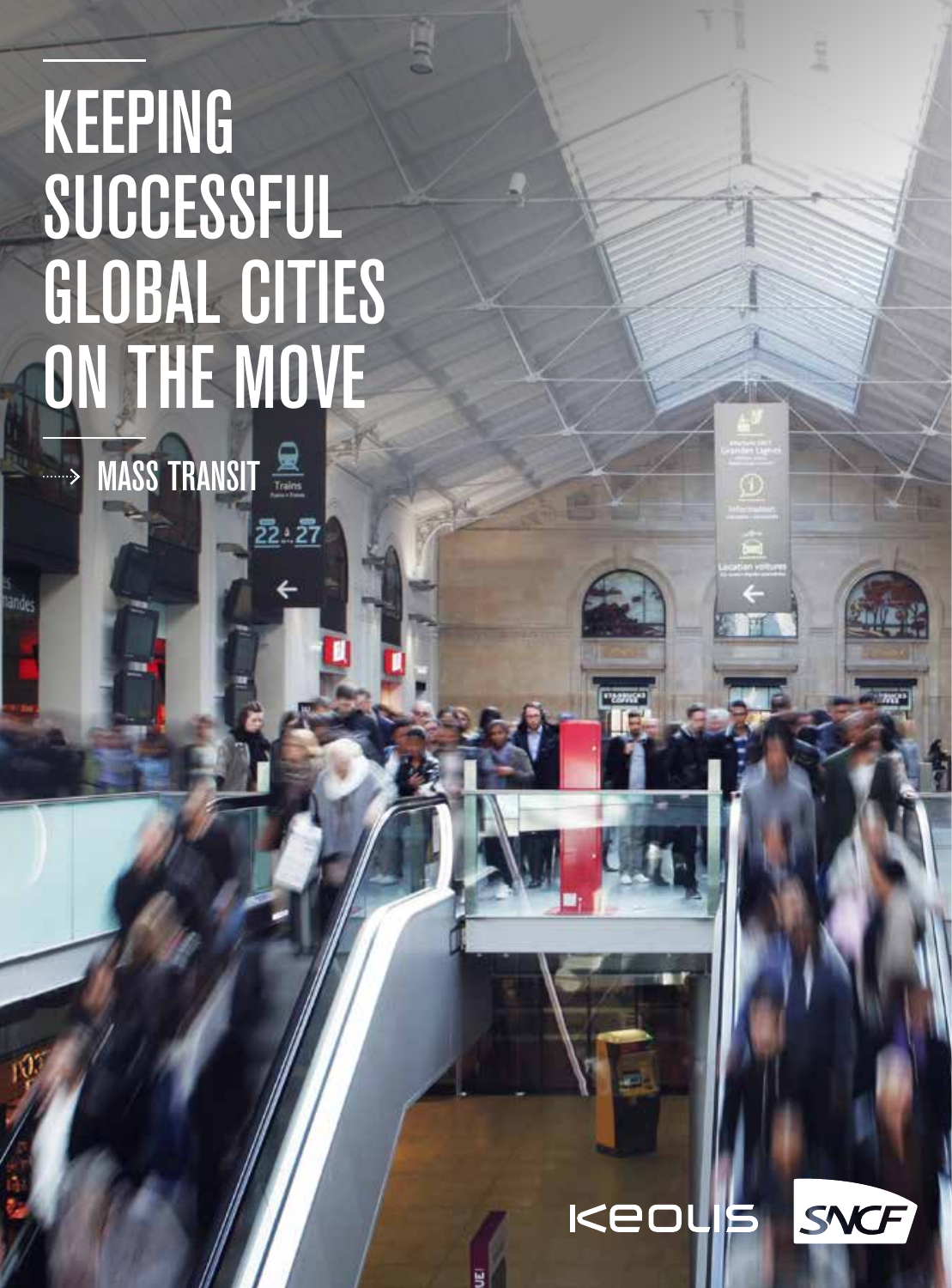# KEEPING SUCCESSFUL GLOBAL CITIES ON THE MOVE

## MASS TRANSIT

KEOLIS

SNCF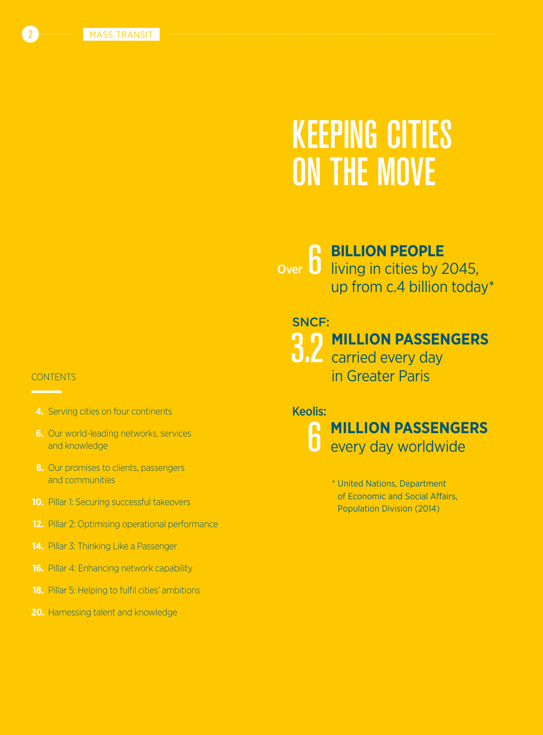# KEEPING CITIES ON THE MOVE

Over **6 BILLION PEOPLE** living in cities by 2045, up from c.4 billion today*

SNCF:
**3.2 MILLION PASSENGERS** carried every day in Greater Paris

Keolis:
**6 MILLION PASSENGERS** every day worldwide

* United Nations, Department of Economic and Social Affairs, Population Division (2014)

## CONTENTS

- **4.** Serving cities on four continents
- **6.** Our world-leading networks, services and knowledge
- **8.** Our promises to clients, passengers and communities
- **10.** Pillar 1: Securing successful takeovers
- **12.** Pillar 2: Optimising operational performance
- **14.** Pillar 3: Thinking Like a Passenger
- **16.** Pillar 4: Enhancing network capability
- **18.** Pillar 5: Helping to fulfil cities' ambitions
- **20.** Harnessing talent and knowledge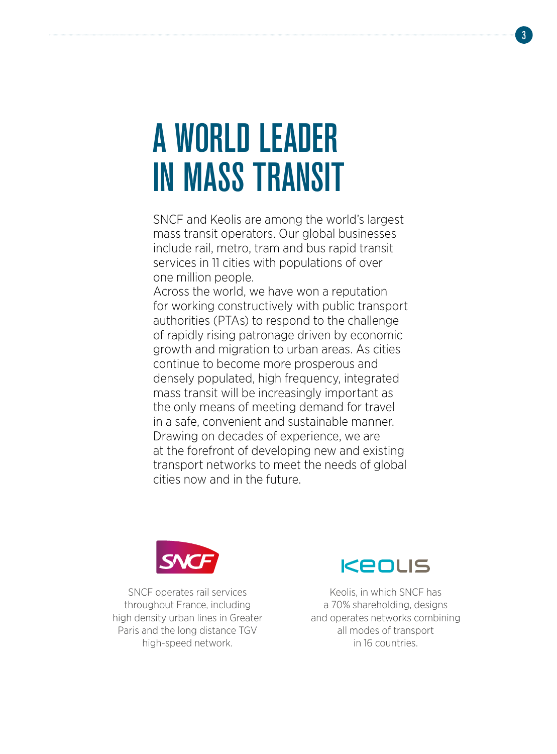# A WORLD LEADER IN MASS TRANSIT

SNCF and Keolis are among the world's largest mass transit operators. Our global businesses include rail, metro, tram and bus rapid transit services in 11 cities with populations of over one million people.

Across the world, we have won a reputation for working constructively with public transport authorities (PTAs) to respond to the challenge of rapidly rising patronage driven by economic growth and migration to urban areas. As cities continue to become more prosperous and densely populated, high frequency, integrated mass transit will be increasingly important as the only means of meeting demand for travel in a safe, convenient and sustainable manner. Drawing on decades of experience, we are at the forefront of developing new and existing transport networks to meet the needs of global cities now and in the future.

SNCF

SNCF operates rail services throughout France, including high density urban lines in Greater Paris and the long distance TGV high-speed network.

KEOLIS

Keolis, in which SNCF has a 70% shareholding, designs and operates networks combining all modes of transport in 16 countries.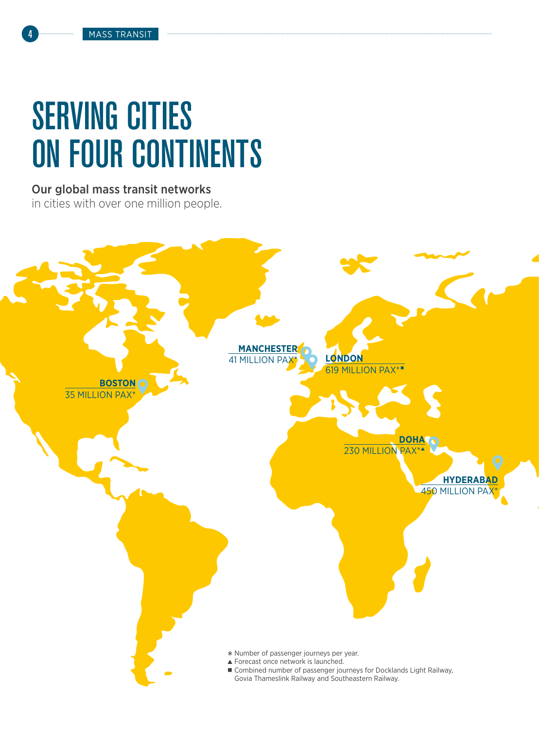# SERVING CITIES ON FOUR CONTINENTS

**Our global mass transit networks**
in cities with over one million people.

**MANCHESTER**
41 MILLION PAX*

**LONDON**
619 MILLION PAX*■

**BOSTON**
35 MILLION PAX*

**DOHA**
230 MILLION PAX*▲

**HYDERABAD**
450 MILLION PAX*

* Number of passenger journeys per year.
▲ Forecast once network is launched.
■ Combined number of passenger journeys for Docklands Light Railway, Govia Thameslink Railway and Southeastern Railway.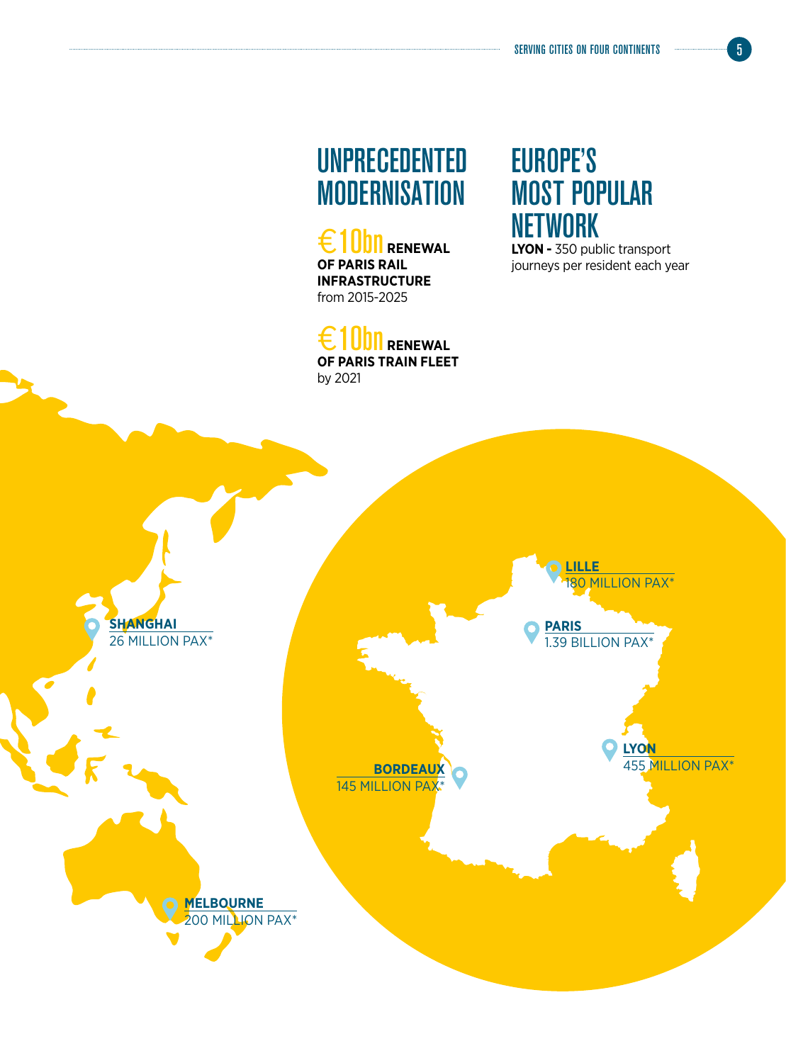## UNPRECEDENTED MODERNISATION

€10bn **RENEWAL OF PARIS RAIL INFRASTRUCTURE** from 2015-2025

€10bn **RENEWAL OF PARIS TRAIN FLEET** by 2021

## EUROPE'S MOST POPULAR NETWORK

**LYON -** 350 public transport journeys per resident each year

**SHANGHAI**
26 MILLION PAX*

**MELBOURNE**
200 MILLION PAX*

**LILLE**
180 MILLION PAX*

**PARIS**
1.39 BILLION PAX*

**LYON**
455 MILLION PAX*

**BORDEAUX**
145 MILLION PAX*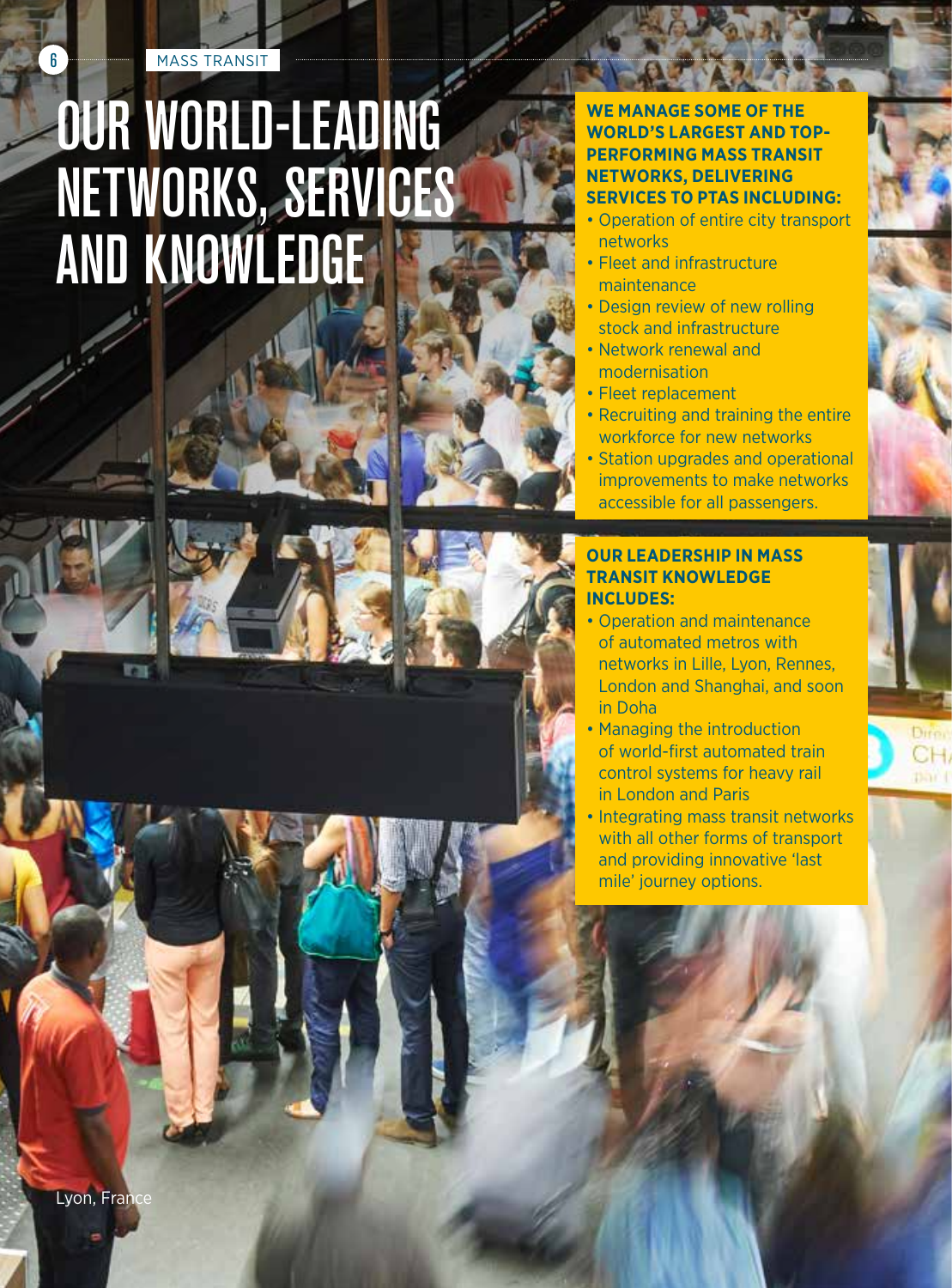# OUR WORLD-LEADING NETWORKS, SERVICES AND KNOWLEDGE

**WE MANAGE SOME OF THE WORLD'S LARGEST AND TOP-PERFORMING MASS TRANSIT NETWORKS, DELIVERING SERVICES TO PTAS INCLUDING:**

- Operation of entire city transport networks
- Fleet and infrastructure maintenance
- Design review of new rolling stock and infrastructure
- Network renewal and modernisation
- Fleet replacement
- Recruiting and training the entire workforce for new networks
- Station upgrades and operational improvements to make networks accessible for all passengers.

**OUR LEADERSHIP IN MASS TRANSIT KNOWLEDGE INCLUDES:**

- Operation and maintenance of automated metros with networks in Lille, Lyon, Rennes, London and Shanghai, and soon in Doha
- Managing the introduction of world-first automated train control systems for heavy rail in London and Paris
- Integrating mass transit networks with all other forms of transport and providing innovative 'last mile' journey options.

Lyon, France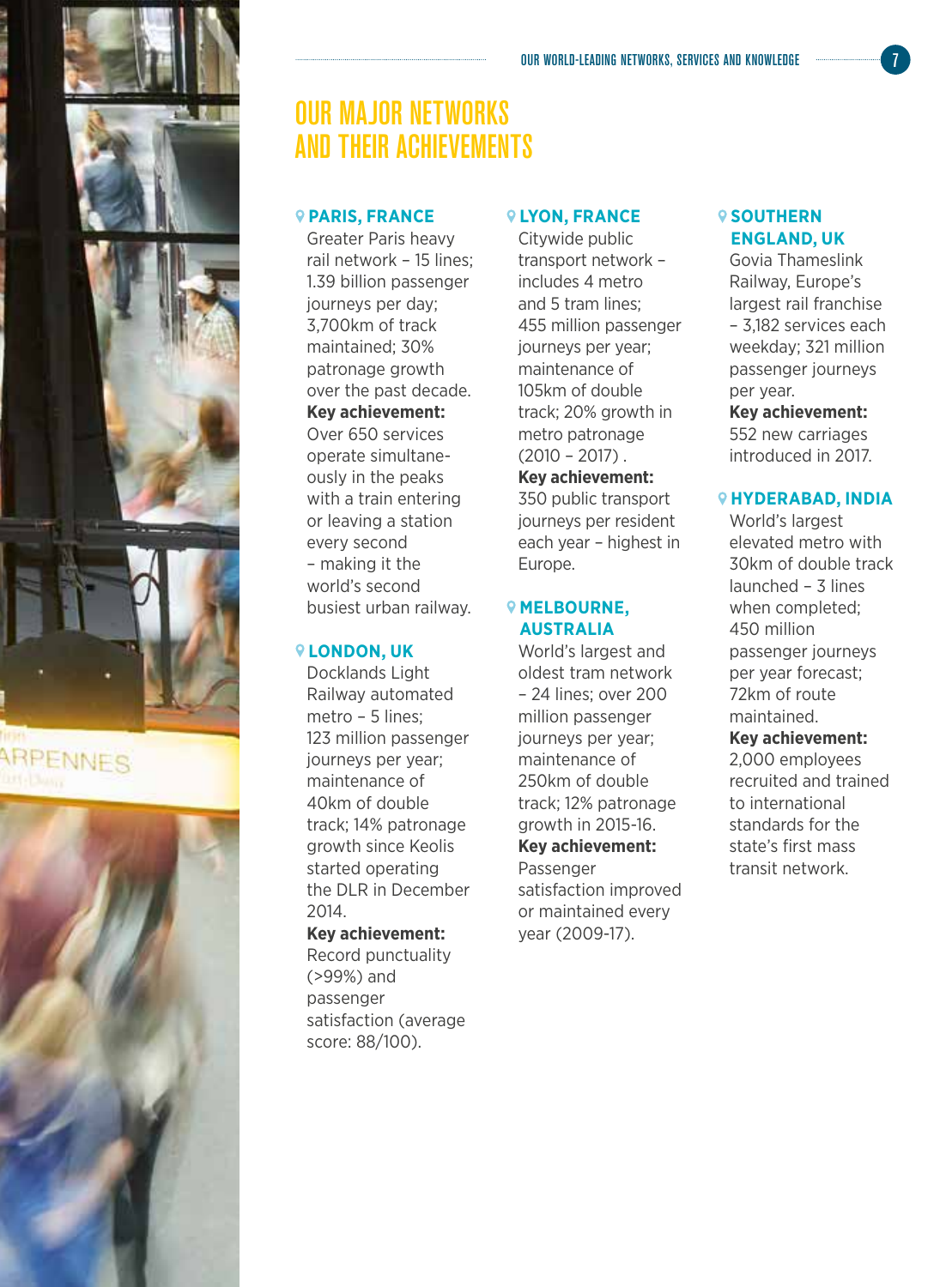# OUR MAJOR NETWORKS AND THEIR ACHIEVEMENTS

### PARIS, FRANCE

Greater Paris heavy rail network – 15 lines; 1.39 billion passenger journeys per day; 3,700km of track maintained; 30% patronage growth over the past decade.

**Key achievement:** Over 650 services operate simultaneously in the peaks with a train entering or leaving a station every second – making it the world's second busiest urban railway.

### LONDON, UK

Docklands Light Railway automated metro – 5 lines; 123 million passenger journeys per year; maintenance of 40km of double track; 14% patronage growth since Keolis started operating the DLR in December 2014.

**Key achievement:** Record punctuality (>99%) and passenger satisfaction (average score: 88/100).

### LYON, FRANCE

Citywide public transport network – includes 4 metro and 5 tram lines; 455 million passenger journeys per year; maintenance of 105km of double track; 20% growth in metro patronage (2010 – 2017) .

**Key achievement:** 350 public transport journeys per resident each year – highest in Europe.

### MELBOURNE, AUSTRALIA

World's largest and oldest tram network – 24 lines; over 200 million passenger journeys per year; maintenance of 250km of double track; 12% patronage growth in 2015-16.

**Key achievement:** Passenger satisfaction improved or maintained every year (2009-17).

### SOUTHERN ENGLAND, UK

Govia Thameslink Railway, Europe's largest rail franchise – 3,182 services each weekday; 321 million passenger journeys per year.

**Key achievement:** 552 new carriages introduced in 2017.

### HYDERABAD, INDIA

World's largest elevated metro with 30km of double track launched – 3 lines when completed; 450 million passenger journeys per year forecast; 72km of route maintained.

**Key achievement:** 2,000 employees recruited and trained to international standards for the state's first mass transit network.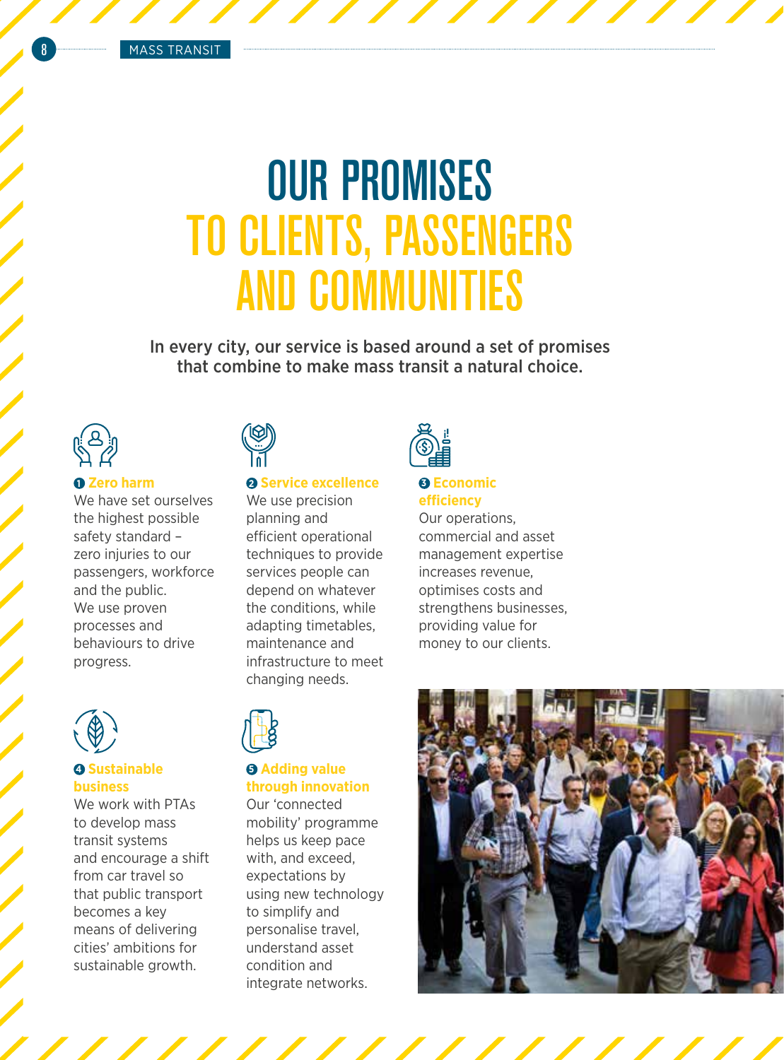# OUR PROMISES TO CLIENTS, PASSENGERS AND COMMUNITIES

**In every city, our service is based around a set of promises that combine to make mass transit a natural choice.**

### ❶ Zero harm

We have set ourselves the highest possible safety standard – zero injuries to our passengers, workforce and the public. We use proven processes and behaviours to drive progress.

### ❷ Service excellence

We use precision planning and efficient operational techniques to provide services people can depend on whatever the conditions, while adapting timetables, maintenance and infrastructure to meet changing needs.

### ❸ Economic efficiency

Our operations, commercial and asset management expertise increases revenue, optimises costs and strengthens businesses, providing value for money to our clients.

### ❹ Sustainable business

We work with PTAs to develop mass transit systems and encourage a shift from car travel so that public transport becomes a key means of delivering cities' ambitions for sustainable growth.

### ❺ Adding value through innovation

Our 'connected mobility' programme helps us keep pace with, and exceed, expectations by using new technology to simplify and personalise travel, understand asset condition and integrate networks.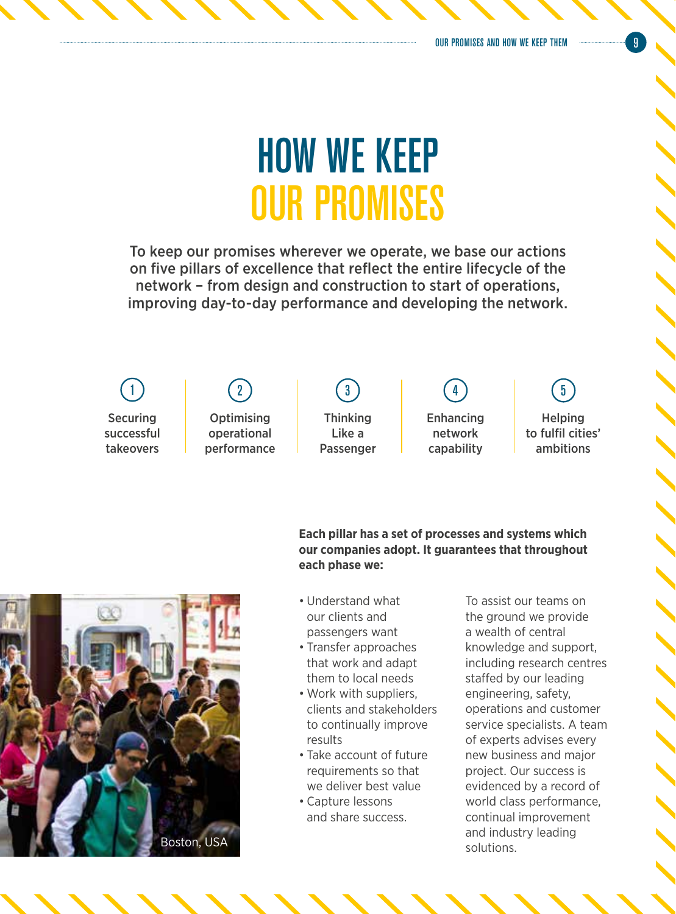# HOW WE KEEP OUR PROMISES

**To keep our promises wherever we operate, we base our actions on five pillars of excellence that reflect the entire lifecycle of the network – from design and construction to start of operations, improving day-to-day performance and developing the network.**

1. Securing successful takeovers
2. Optimising operational performance
3. Thinking Like a Passenger
4. Enhancing network capability
5. Helping to fulfil cities' ambitions

**Each pillar has a set of processes and systems which our companies adopt. It guarantees that throughout each phase we:**

- Understand what our clients and passengers want
- Transfer approaches that work and adapt them to local needs
- Work with suppliers, clients and stakeholders to continually improve results
- Take account of future requirements so that we deliver best value
- Capture lessons and share success.

To assist our teams on the ground we provide a wealth of central knowledge and support, including research centres staffed by our leading engineering, safety, operations and customer service specialists. A team of experts advises every new business and major project. Our success is evidenced by a record of world class performance, continual improvement and industry leading solutions.

Boston, USA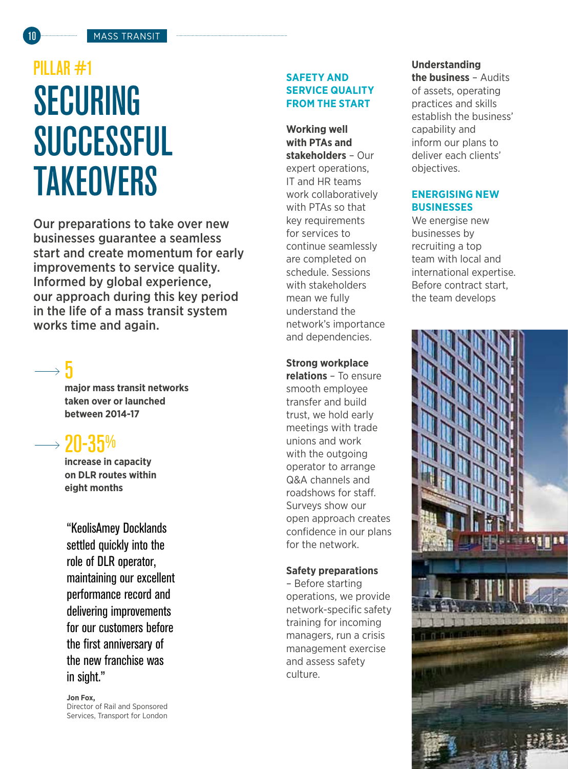PILLAR #1

# SECURING SUCCESSFUL TAKEOVERS

Our preparations to take over new businesses guarantee a seamless start and create momentum for early improvements to service quality. Informed by global experience, our approach during this key period in the life of a mass transit system works time and again.

→ **5**
**major mass transit networks taken over or launched between 2014-17**

→ **20-35%**
**increase in capacity on DLR routes within eight months**

> "KeolisAmey Docklands settled quickly into the role of DLR operator, maintaining our excellent performance record and delivering improvements for our customers before the first anniversary of the new franchise was in sight."
>
> **Jon Fox,**
> Director of Rail and Sponsored Services, Transport for London

## SAFETY AND SERVICE QUALITY FROM THE START

**Working well with PTAs and stakeholders** – Our expert operations, IT and HR teams work collaboratively with PTAs so that key requirements for services to continue seamlessly are completed on schedule. Sessions with stakeholders mean we fully understand the network's importance and dependencies.

**Strong workplace relations** – To ensure smooth employee transfer and build trust, we hold early meetings with trade unions and work with the outgoing operator to arrange Q&A channels and roadshows for staff. Surveys show our open approach creates confidence in our plans for the network.

**Safety preparations** – Before starting operations, we provide network-specific safety training for incoming managers, run a crisis management exercise and assess safety culture.

**Understanding the business** – Audits of assets, operating practices and skills establish the business' capability and inform our plans to deliver each clients' objectives.

## ENERGISING NEW BUSINESSES

We energise new businesses by recruiting a top team with local and international expertise. Before contract start, the team develops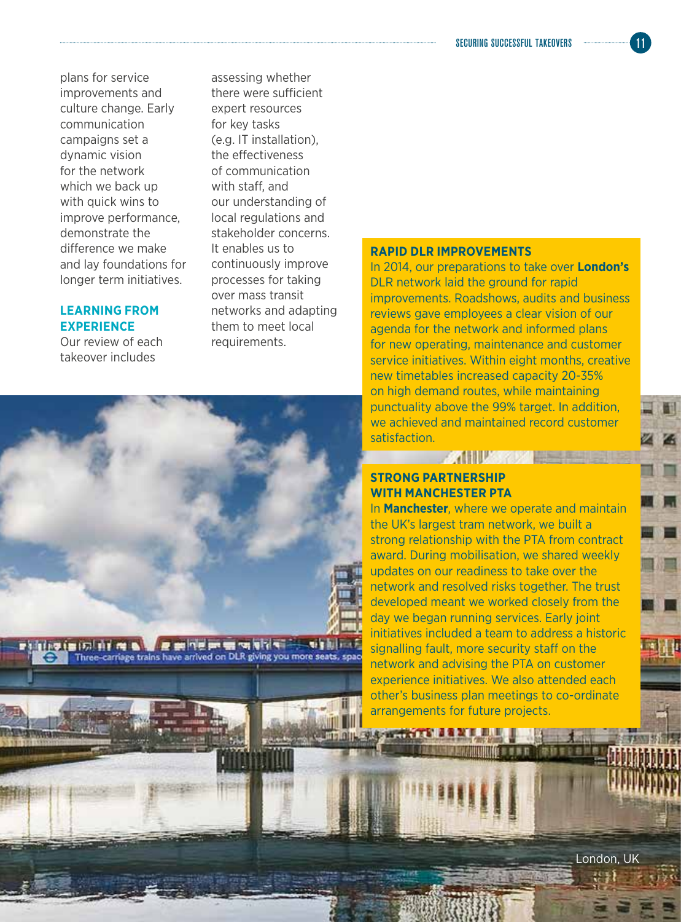plans for service improvements and culture change. Early communication campaigns set a dynamic vision for the network which we back up with quick wins to improve performance, demonstrate the difference we make and lay foundations for longer term initiatives.

## LEARNING FROM EXPERIENCE

Our review of each takeover includes assessing whether there were sufficient expert resources for key tasks (e.g. IT installation), the effectiveness of communication with staff, and our understanding of local regulations and stakeholder concerns. It enables us to continuously improve processes for taking over mass transit networks and adapting them to meet local requirements.

## RAPID DLR IMPROVEMENTS

In 2014, our preparations to take over **London's** DLR network laid the ground for rapid improvements. Roadshows, audits and business reviews gave employees a clear vision of our agenda for the network and informed plans for new operating, maintenance and customer service initiatives. Within eight months, creative new timetables increased capacity 20-35% on high demand routes, while maintaining punctuality above the 99% target. In addition, we achieved and maintained record customer satisfaction.

## STRONG PARTNERSHIP WITH MANCHESTER PTA

In **Manchester**, where we operate and maintain the UK's largest tram network, we built a strong relationship with the PTA from contract award. During mobilisation, we shared weekly updates on our readiness to take over the network and resolved risks together. The trust developed meant we worked closely from the day we began running services. Early joint initiatives included a team to address a historic signalling fault, more security staff on the network and advising the PTA on customer experience initiatives. We also attended each other's business plan meetings to co-ordinate arrangements for future projects.

London, UK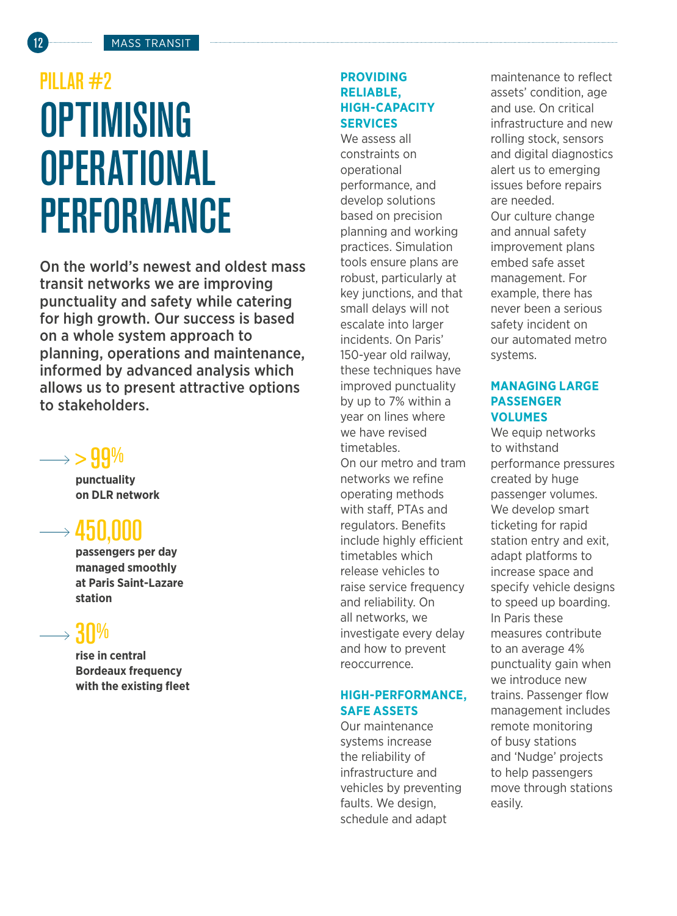## PILLAR #2

# OPTIMISING OPERATIONAL PERFORMANCE

**On the world's newest and oldest mass transit networks we are improving punctuality and safety while catering for high growth. Our success is based on a whole system approach to planning, operations and maintenance, informed by advanced analysis which allows us to present attractive options to stakeholders.**

**> 99%**
**punctuality on DLR network**

**450,000**
**passengers per day managed smoothly at Paris Saint-Lazare station**

**30%**
**rise in central Bordeaux frequency with the existing fleet**

### PROVIDING RELIABLE, HIGH-CAPACITY SERVICES

We assess all constraints on operational performance, and develop solutions based on precision planning and working practices. Simulation tools ensure plans are robust, particularly at key junctions, and that small delays will not escalate into larger incidents. On Paris' 150-year old railway, these techniques have improved punctuality by up to 7% within a year on lines where we have revised timetables.

On our metro and tram networks we refine operating methods with staff, PTAs and regulators. Benefits include highly efficient timetables which release vehicles to raise service frequency and reliability. On all networks, we investigate every delay and how to prevent reoccurrence.

### HIGH-PERFORMANCE, SAFE ASSETS

Our maintenance systems increase the reliability of infrastructure and vehicles by preventing faults. We design, schedule and adapt maintenance to reflect assets' condition, age and use. On critical infrastructure and new rolling stock, sensors and digital diagnostics alert us to emerging issues before repairs are needed.

Our culture change and annual safety improvement plans embed safe asset management. For example, there has never been a serious safety incident on our automated metro systems.

### MANAGING LARGE PASSENGER VOLUMES

We equip networks to withstand performance pressures created by huge passenger volumes. We develop smart ticketing for rapid station entry and exit, adapt platforms to increase space and specify vehicle designs to speed up boarding. In Paris these measures contribute to an average 4% punctuality gain when we introduce new trains. Passenger flow management includes remote monitoring of busy stations and 'Nudge' projects to help passengers move through stations easily.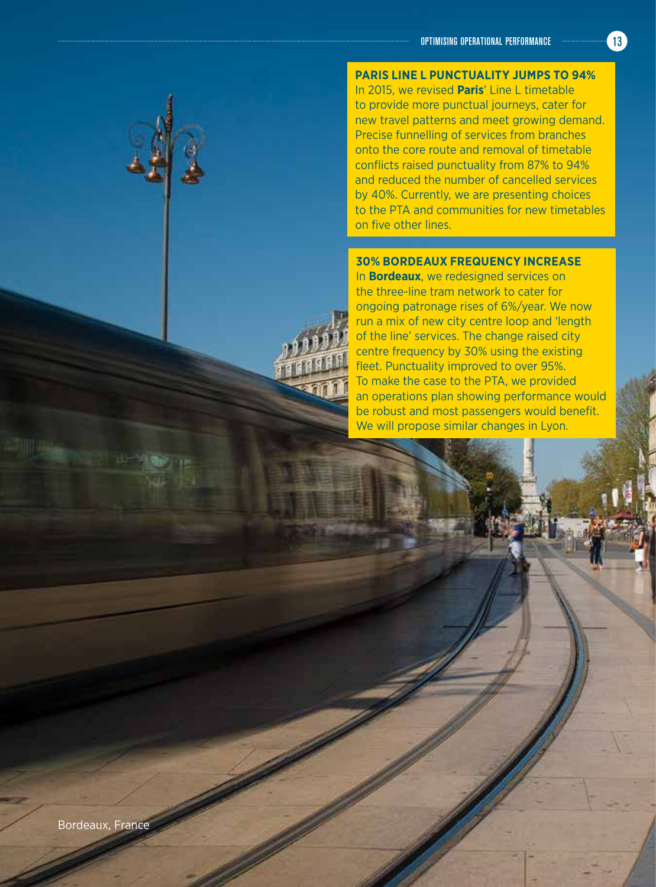## PARIS LINE L PUNCTUALITY JUMPS TO 94%

In 2015, we revised **Paris**' Line L timetable to provide more punctual journeys, cater for new travel patterns and meet growing demand. Precise funnelling of services from branches onto the core route and removal of timetable conflicts raised punctuality from 87% to 94% and reduced the number of cancelled services by 40%. Currently, we are presenting choices to the PTA and communities for new timetables on five other lines.

## 30% BORDEAUX FREQUENCY INCREASE

In **Bordeaux**, we redesigned services on the three-line tram network to cater for ongoing patronage rises of 6%/year. We now run a mix of new city centre loop and 'length of the line' services. The change raised city centre frequency by 30% using the existing fleet. Punctuality improved to over 95%. To make the case to the PTA, we provided an operations plan showing performance would be robust and most passengers would benefit. We will propose similar changes in Lyon.

Bordeaux, France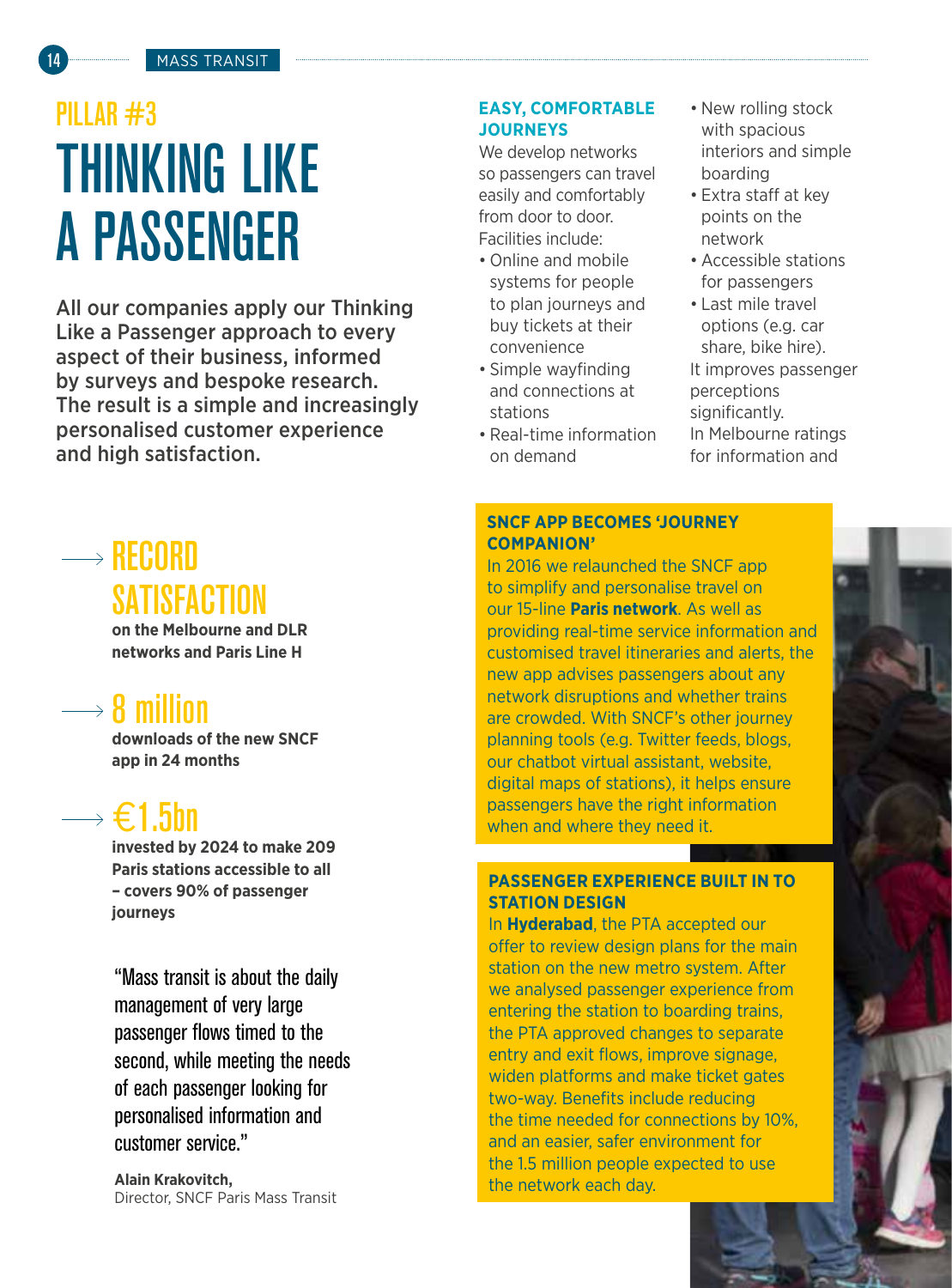# PILLAR #3

# THINKING LIKE A PASSENGER

**All our companies apply our Thinking Like a Passenger approach to every aspect of their business, informed by surveys and bespoke research. The result is a simple and increasingly personalised customer experience and high satisfaction.**

### EASY, COMFORTABLE JOURNEYS

We develop networks so passengers can travel easily and comfortably from door to door. Facilities include:

- Online and mobile systems for people to plan journeys and buy tickets at their convenience
- Simple wayfinding and connections at stations
- Real-time information on demand
- New rolling stock with spacious interiors and simple boarding
- Extra staff at key points on the network
- Accessible stations for passengers
- Last mile travel options (e.g. car share, bike hire).

It improves passenger perceptions significantly.

In Melbourne ratings for information and

## RECORD SATISFACTION

**on the Melbourne and DLR networks and Paris Line H**

## 8 million

**downloads of the new SNCF app in 24 months**

## €1.5bn

**invested by 2024 to make 209 Paris stations accessible to all – covers 90% of passenger journeys**

"Mass transit is about the daily management of very large passenger flows timed to the second, while meeting the needs of each passenger looking for personalised information and customer service."

**Alain Krakovitch,**
Director, SNCF Paris Mass Transit

### SNCF APP BECOMES 'JOURNEY COMPANION'

In 2016 we relaunched the SNCF app to simplify and personalise travel on our 15-line **Paris network**. As well as providing real-time service information and customised travel itineraries and alerts, the new app advises passengers about any network disruptions and whether trains are crowded. With SNCF's other journey planning tools (e.g. Twitter feeds, blogs, our chatbot virtual assistant, website, digital maps of stations), it helps ensure passengers have the right information when and where they need it.

### PASSENGER EXPERIENCE BUILT IN TO STATION DESIGN

In **Hyderabad**, the PTA accepted our offer to review design plans for the main station on the new metro system. After we analysed passenger experience from entering the station to boarding trains, the PTA approved changes to separate entry and exit flows, improve signage, widen platforms and make ticket gates two-way. Benefits include reducing the time needed for connections by 10%, and an easier, safer environment for the 1.5 million people expected to use the network each day.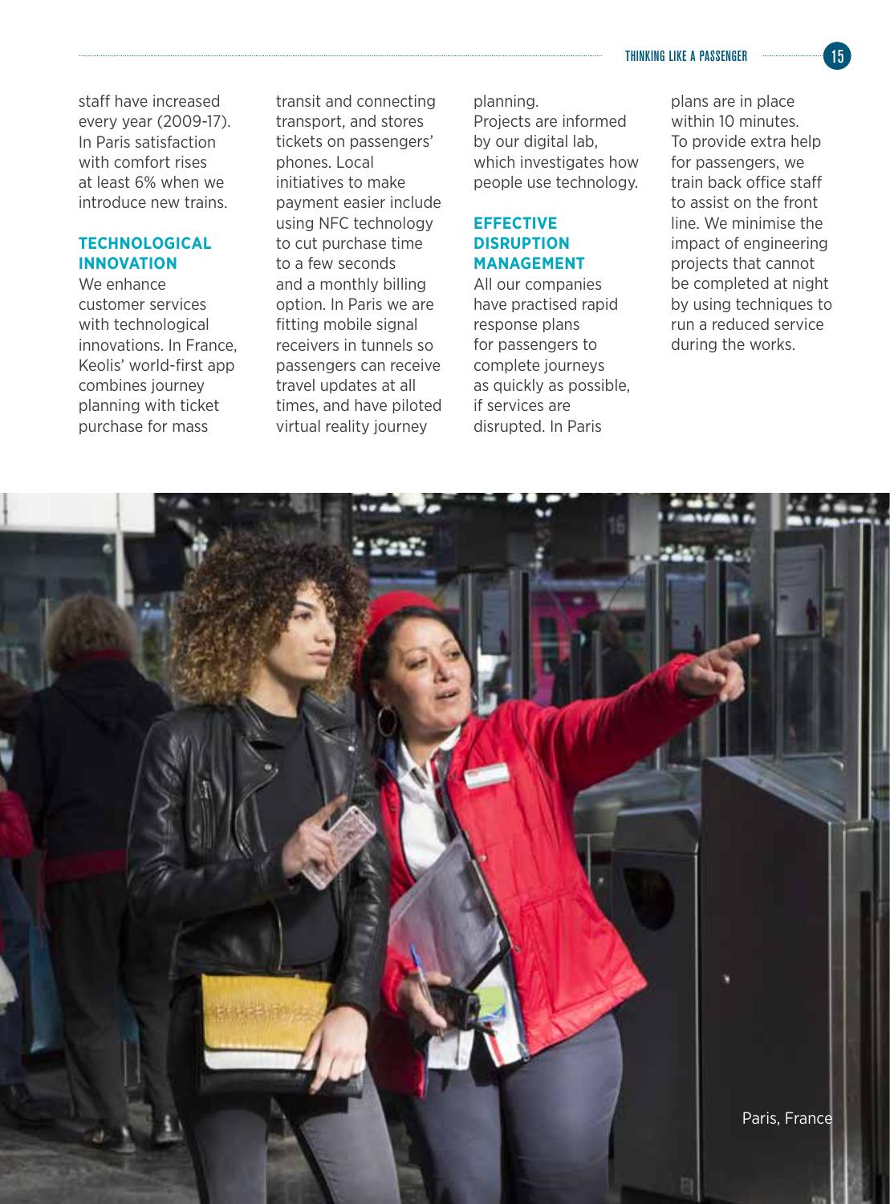staff have increased every year (2009-17). In Paris satisfaction with comfort rises at least 6% when we introduce new trains.

## TECHNOLOGICAL INNOVATION

We enhance customer services with technological innovations. In France, Keolis' world-first app combines journey planning with ticket purchase for mass transit and connecting transport, and stores tickets on passengers' phones. Local initiatives to make payment easier include using NFC technology to cut purchase time to a few seconds and a monthly billing option. In Paris we are fitting mobile signal receivers in tunnels so passengers can receive travel updates at all times, and have piloted virtual reality journey planning.
Projects are informed by our digital lab, which investigates how people use technology.

## EFFECTIVE DISRUPTION MANAGEMENT

All our companies have practised rapid response plans for passengers to complete journeys as quickly as possible, if services are disrupted. In Paris plans are in place within 10 minutes.
To provide extra help for passengers, we train back office staff to assist on the front line. We minimise the impact of engineering projects that cannot be completed at night by using techniques to run a reduced service during the works.

Paris, France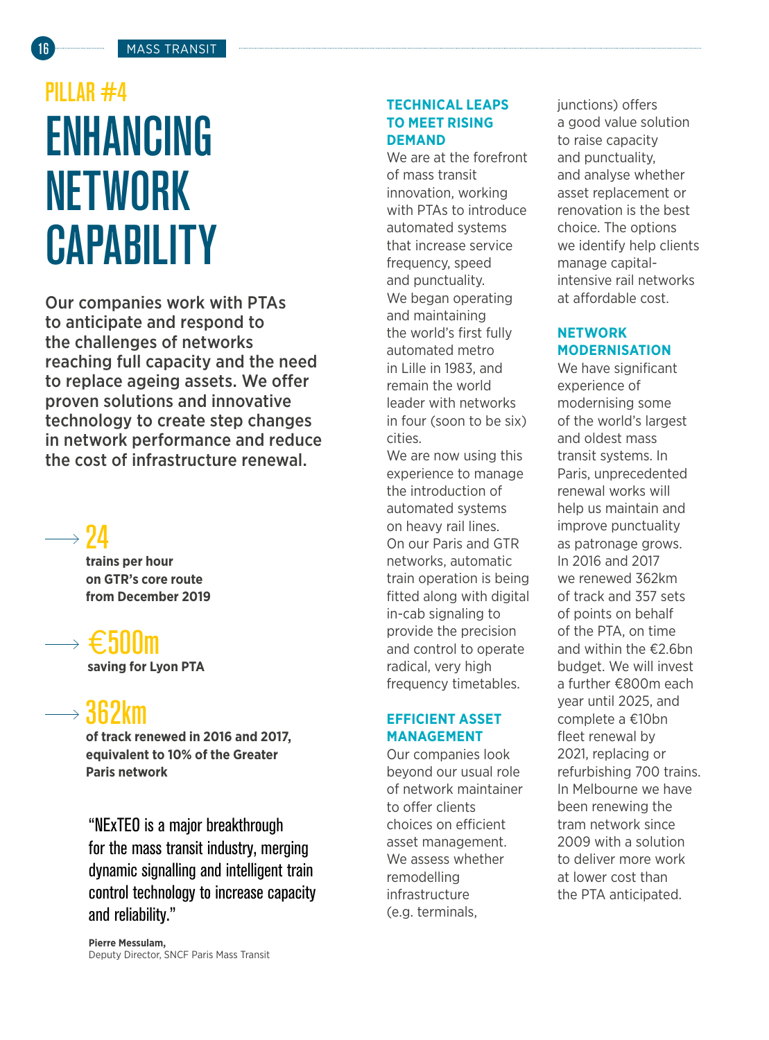PILLAR #4

# ENHANCING NETWORK CAPABILITY

**Our companies work with PTAs to anticipate and respond to the challenges of networks reaching full capacity and the need to replace ageing assets. We offer proven solutions and innovative technology to create step changes in network performance and reduce the cost of infrastructure renewal.**

→ **24**
**trains per hour on GTR's core route from December 2019**

→ **€500m**
**saving for Lyon PTA**

→ **362km**
**of track renewed in 2016 and 2017, equivalent to 10% of the Greater Paris network**

> "NExTEO is a major breakthrough for the mass transit industry, merging dynamic signalling and intelligent train control technology to increase capacity and reliability."
>
> **Pierre Messulam,**
> Deputy Director, SNCF Paris Mass Transit

### TECHNICAL LEAPS TO MEET RISING DEMAND

We are at the forefront of mass transit innovation, working with PTAs to introduce automated systems that increase service frequency, speed and punctuality. We began operating and maintaining the world's first fully automated metro in Lille in 1983, and remain the world leader with networks in four (soon to be six) cities.

We are now using this experience to manage the introduction of automated systems on heavy rail lines. On our Paris and GTR networks, automatic train operation is being fitted along with digital in-cab signalling to provide the precision and control to operate radical, very high frequency timetables.

### EFFICIENT ASSET MANAGEMENT

Our companies look beyond our usual role of network maintainer to offer clients choices on efficient asset management. We assess whether remodelling infrastructure (e.g. terminals, junctions) offers a good value solution to raise capacity and punctuality, and analyse whether asset replacement or renovation is the best choice. The options we identify help clients manage capital-intensive rail networks at affordable cost.

### NETWORK MODERNISATION

We have significant experience of modernising some of the world's largest and oldest mass transit systems. In Paris, unprecedented renewal works will help us maintain and improve punctuality as patronage grows. In 2016 and 2017 we renewed 362km of track and 357 sets of points on behalf of the PTA, on time and within the €2.6bn budget. We will invest a further €800m each year until 2025, and complete a €10bn fleet renewal by 2021, replacing or refurbishing 700 trains. In Melbourne we have been renewing the tram network since 2009 with a solution to deliver more work at lower cost than the PTA anticipated.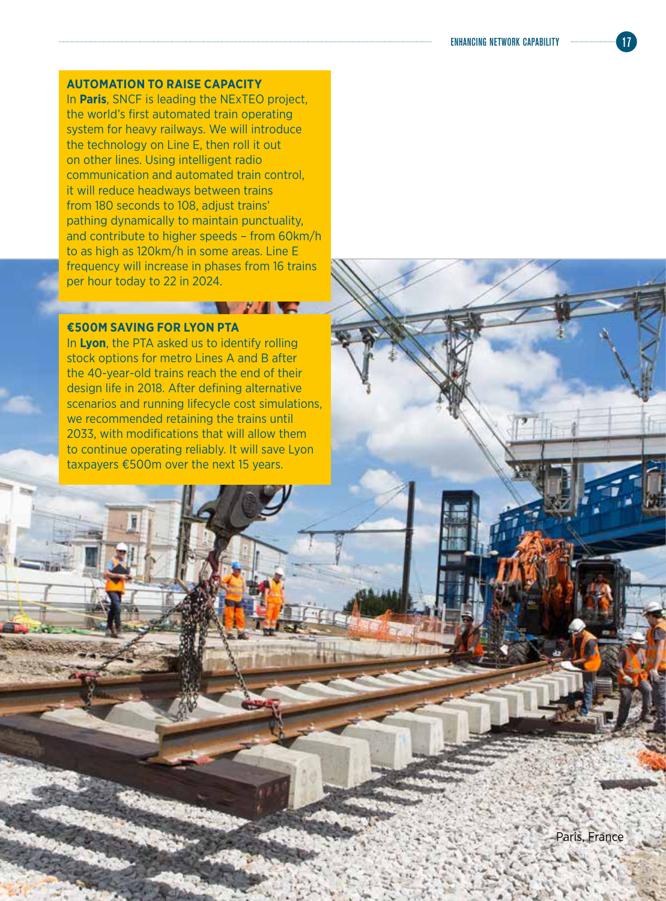## AUTOMATION TO RAISE CAPACITY

In **Paris**, SNCF is leading the NExTEO project, the world's first automated train operating system for heavy railways. We will introduce the technology on Line E, then roll it out on other lines. Using intelligent radio communication and automated train control, it will reduce headways between trains from 180 seconds to 108, adjust trains' pathing dynamically to maintain punctuality, and contribute to higher speeds – from 60km/h to as high as 120km/h in some areas. Line E frequency will increase in phases from 16 trains per hour today to 22 in 2024.

## €500M SAVING FOR LYON PTA

In **Lyon**, the PTA asked us to identify rolling stock options for metro Lines A and B after the 40-year-old trains reach the end of their design life in 2018. After defining alternative scenarios and running lifecycle cost simulations, we recommended retaining the trains until 2033, with modifications that will allow them to continue operating reliably. It will save Lyon taxpayers €500m over the next 15 years.

Paris, France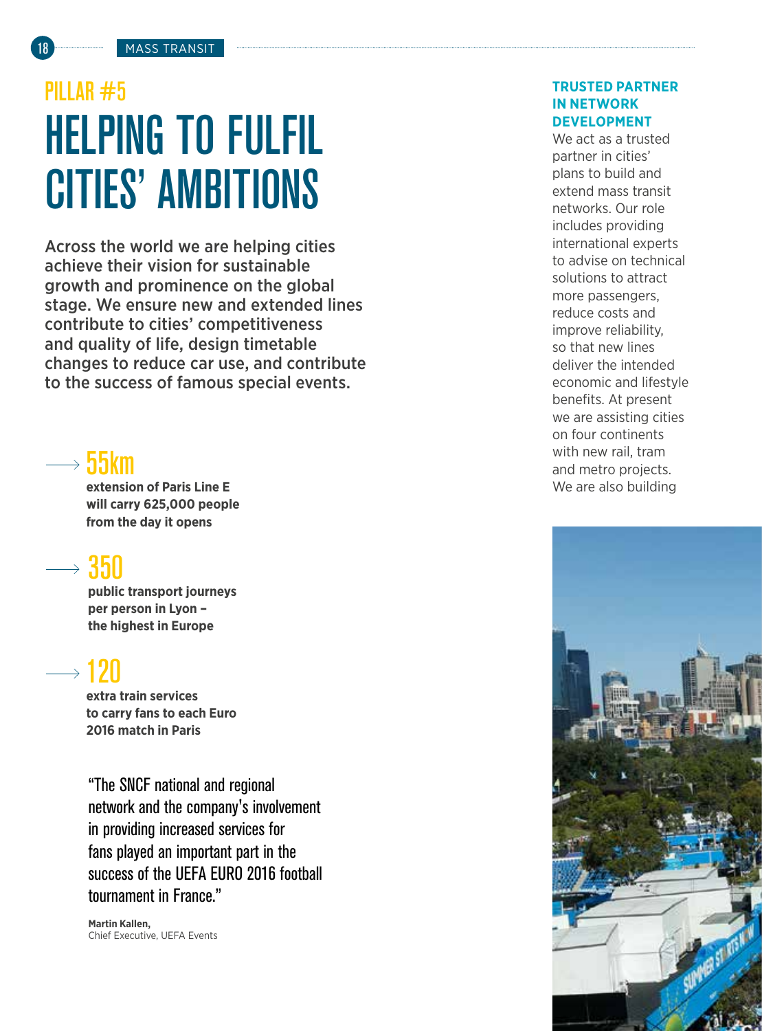# PILLAR #5

# HELPING TO FULFIL CITIES' AMBITIONS

**Across the world we are helping cities achieve their vision for sustainable growth and prominence on the global stage. We ensure new and extended lines contribute to cities' competitiveness and quality of life, design timetable changes to reduce car use, and contribute to the success of famous special events.**

→ 55km

**extension of Paris Line E will carry 625,000 people from the day it opens**

→ 350

**public transport journeys per person in Lyon – the highest in Europe**

→ 120

**extra train services to carry fans to each Euro 2016 match in Paris**

"The SNCF national and regional network and the company's involvement in providing increased services for fans played an important part in the success of the UEFA EURO 2016 football tournament in France."

**Martin Kallen,**
Chief Executive, UEFA Events

### TRUSTED PARTNER IN NETWORK DEVELOPMENT

We act as a trusted partner in cities' plans to build and extend mass transit networks. Our role includes providing international experts to advise on technical solutions to attract more passengers, reduce costs and improve reliability, so that new lines deliver the intended economic and lifestyle benefits. At present we are assisting cities on four continents with new rail, tram and metro projects. We are also building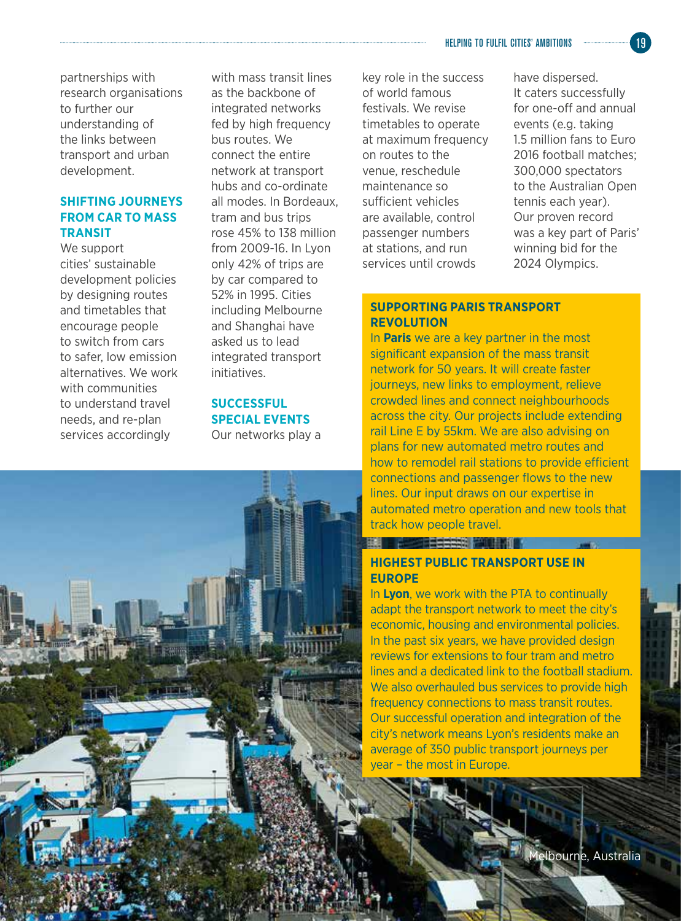partnerships with research organisations to further our understanding of the links between transport and urban development.

### SHIFTING JOURNEYS FROM CAR TO MASS TRANSIT

We support cities' sustainable development policies by designing routes and timetables that encourage people to switch from cars to safer, low emission alternatives. We work with communities to understand travel needs, and re-plan services accordingly with mass transit lines as the backbone of integrated networks fed by high frequency bus routes. We connect the entire network at transport hubs and co-ordinate all modes. In Bordeaux, tram and bus trips rose 45% to 138 million from 2009-16. In Lyon only 42% of trips are by car compared to 52% in 1995. Cities including Melbourne and Shanghai have asked us to lead integrated transport initiatives.

### SUCCESSFUL SPECIAL EVENTS

Our networks play a key role in the success of world famous festivals. We revise timetables to operate at maximum frequency on routes to the venue, reschedule maintenance so sufficient vehicles are available, control passenger numbers at stations, and run services until crowds have dispersed. It caters successfully for one-off and annual events (e.g. taking 1.5 million fans to Euro 2016 football matches; 300,000 spectators to the Australian Open tennis each year). Our proven record was a key part of Paris' winning bid for the 2024 Olympics.

### SUPPORTING PARIS TRANSPORT REVOLUTION

In **Paris** we are a key partner in the most significant expansion of the mass transit network for 50 years. It will create faster journeys, new links to employment, relieve crowded lines and connect neighbourhoods across the city. Our projects include extending rail Line E by 55km. We are also advising on plans for new automated metro routes and how to remodel rail stations to provide efficient connections and passenger flows to the new lines. Our input draws on our expertise in automated metro operation and new tools that track how people travel.

### HIGHEST PUBLIC TRANSPORT USE IN EUROPE

In **Lyon**, we work with the PTA to continually adapt the transport network to meet the city's economic, housing and environmental policies. In the past six years, we have provided design reviews for extensions to four tram and metro lines and a dedicated link to the football stadium. We also overhauled bus services to provide high frequency connections to mass transit routes. Our successful operation and integration of the city's network means Lyon's residents make an average of 350 public transport journeys per year – the most in Europe.

Melbourne, Australia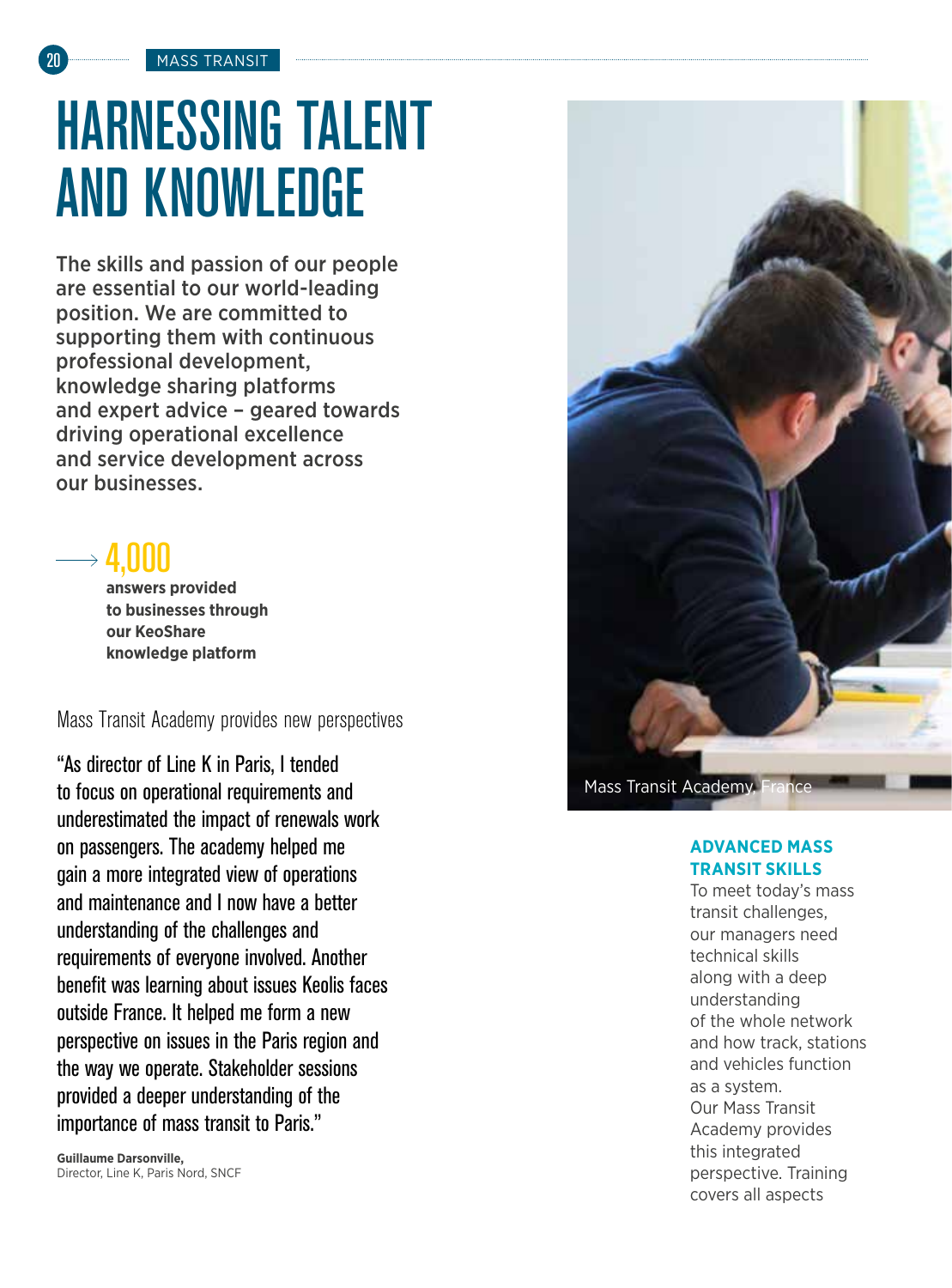# HARNESSING TALENT AND KNOWLEDGE

**The skills and passion of our people are essential to our world-leading position. We are committed to supporting them with continuous professional development, knowledge sharing platforms and expert advice – geared towards driving operational excellence and service development across our businesses.**

**4,000**

**answers provided to businesses through our KeoShare knowledge platform**

## Mass Transit Academy provides new perspectives

"As director of Line K in Paris, I tended to focus on operational requirements and underestimated the impact of renewals work on passengers. The academy helped me gain a more integrated view of operations and maintenance and I now have a better understanding of the challenges and requirements of everyone involved. Another benefit was learning about issues Keolis faces outside France. It helped me form a new perspective on issues in the Paris region and the way we operate. Stakeholder sessions provided a deeper understanding of the importance of mass transit to Paris."

**Guillaume Darsonville,**
Director, Line K, Paris Nord, SNCF

Mass Transit Academy, France

### ADVANCED MASS TRANSIT SKILLS

To meet today's mass transit challenges, our managers need technical skills along with a deep understanding of the whole network and how track, stations and vehicles function as a system. Our Mass Transit Academy provides this integrated perspective. Training covers all aspects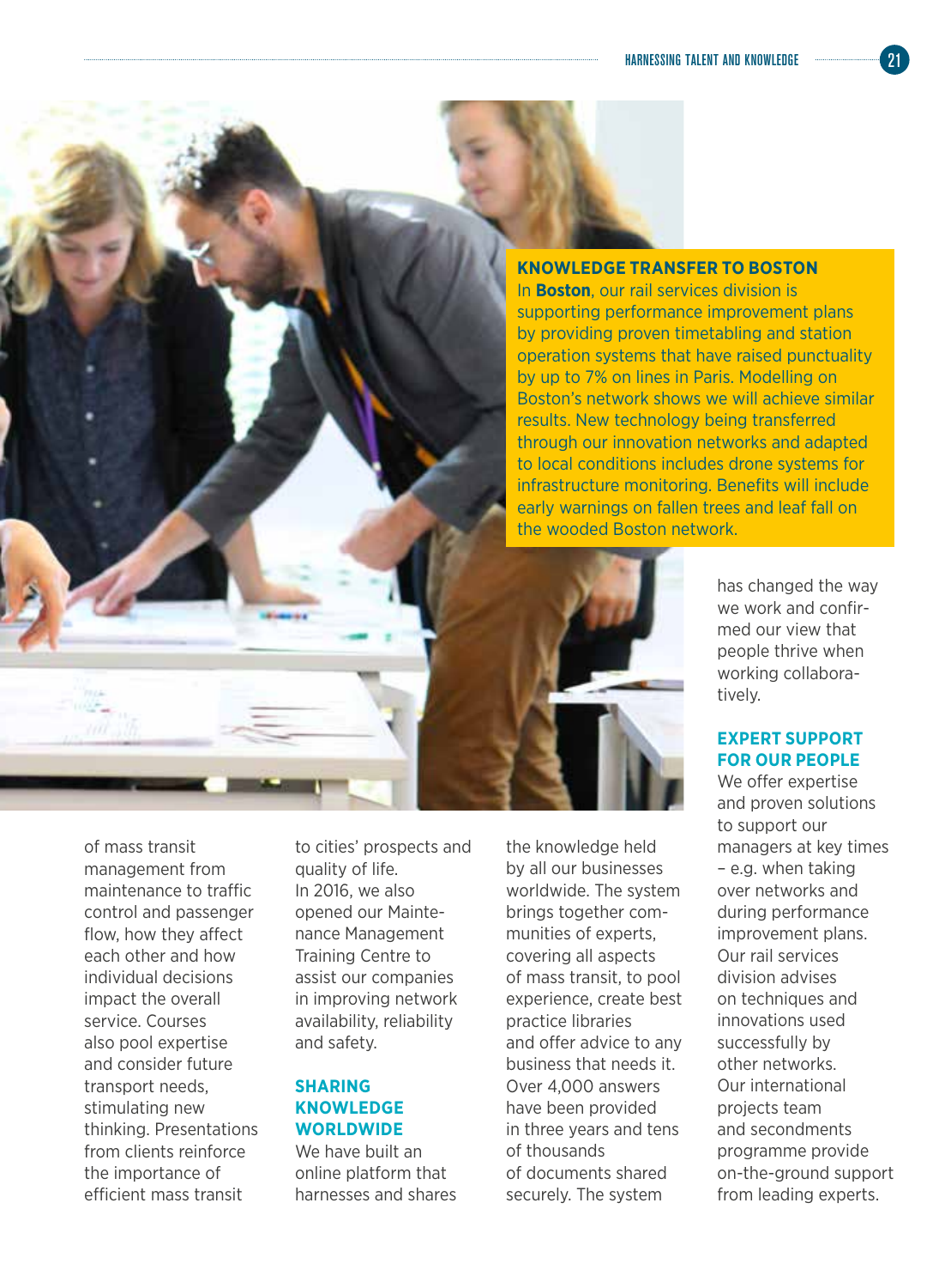### KNOWLEDGE TRANSFER TO BOSTON

In **Boston**, our rail services division is supporting performance improvement plans by providing proven timetabling and station operation systems that have raised punctuality by up to 7% on lines in Paris. Modelling on Boston's network shows we will achieve similar results. New technology being transferred through our innovation networks and adapted to local conditions includes drone systems for infrastructure monitoring. Benefits will include early warnings on fallen trees and leaf fall on the wooded Boston network.

of mass transit management from maintenance to traffic control and passenger flow, how they affect each other and how individual decisions impact the overall service. Courses also pool expertise and consider future transport needs, stimulating new thinking. Presentations from clients reinforce the importance of efficient mass transit to cities' prospects and quality of life. In 2016, we also opened our Maintenance Management Training Centre to assist our companies in improving network availability, reliability and safety.

## SHARING KNOWLEDGE WORLDWIDE

We have built an online platform that harnesses and shares the knowledge held by all our businesses worldwide. The system brings together communities of experts, covering all aspects of mass transit, to pool experience, create best practice libraries and offer advice to any business that needs it. Over 4,000 answers have been provided in three years and tens of thousands of documents shared securely. The system has changed the way we work and confirmed our view that people thrive when working collaboratively.

## EXPERT SUPPORT FOR OUR PEOPLE

We offer expertise and proven solutions to support our managers at key times – e.g. when taking over networks and during performance improvement plans. Our rail services division advises on techniques and innovations used successfully by other networks. Our international projects team and secondments programme provide on-the-ground support from leading experts.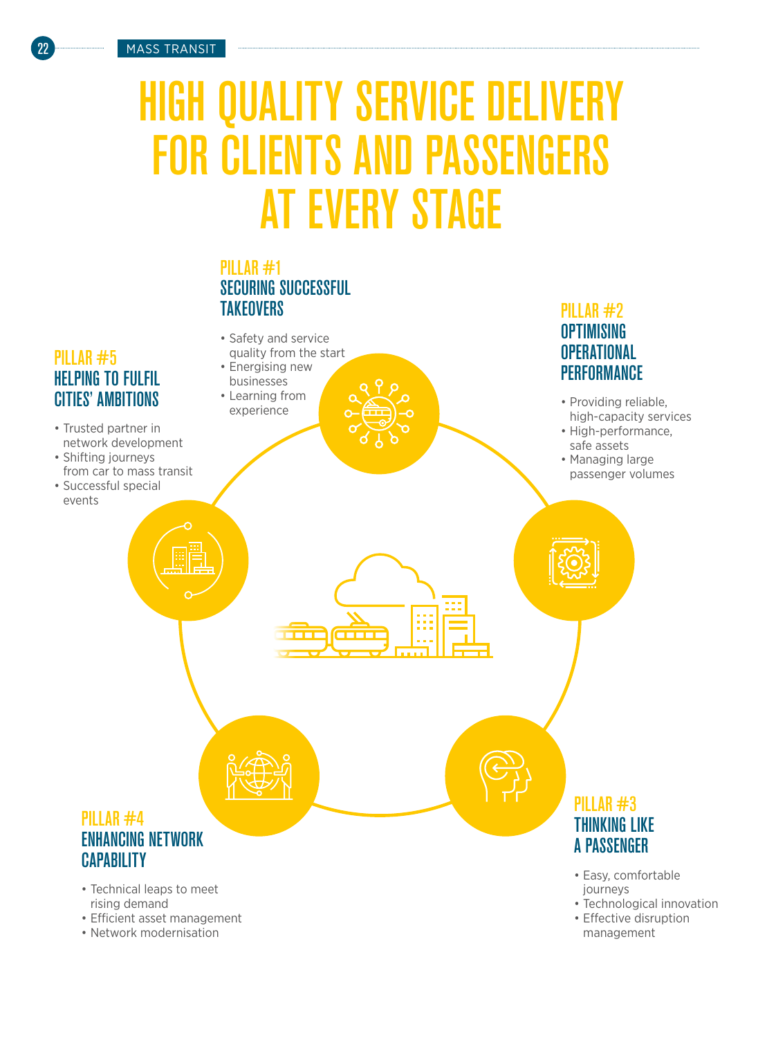# HIGH QUALITY SERVICE DELIVERY FOR CLIENTS AND PASSENGERS AT EVERY STAGE

## PILLAR #1
### SECURING SUCCESSFUL TAKEOVERS

- Safety and service quality from the start
- Energising new businesses
- Learning from experience

## PILLAR #2
### OPTIMISING OPERATIONAL PERFORMANCE

- Providing reliable, high-capacity services
- High-performance, safe assets
- Managing large passenger volumes

## PILLAR #3
### THINKING LIKE A PASSENGER

- Easy, comfortable journeys
- Technological innovation
- Effective disruption management

## PILLAR #4
### ENHANCING NETWORK CAPABILITY

- Technical leaps to meet rising demand
- Efficient asset management
- Network modernisation

## PILLAR #5
### HELPING TO FULFIL CITIES' AMBITIONS

- Trusted partner in network development
- Shifting journeys from car to mass transit
- Successful special events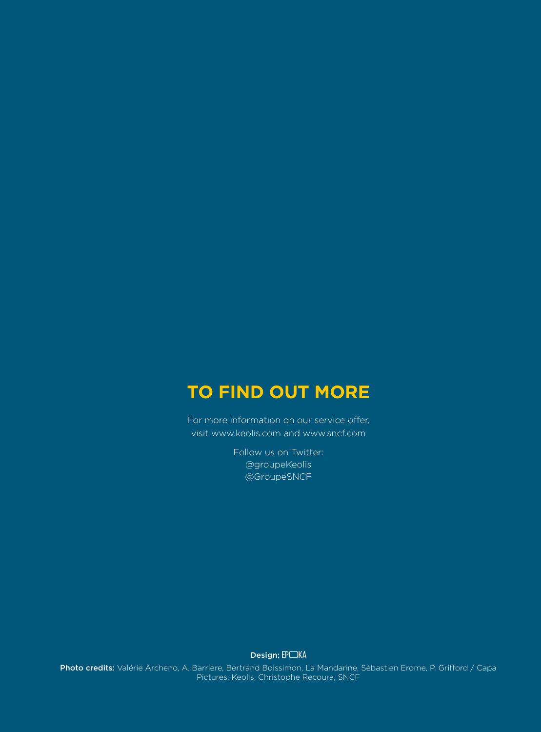## TO FIND OUT MORE

For more information on our service offer, visit www.keolis.com and www.sncf.com

Follow us on Twitter:
@groupeKeolis
@GroupeSNCF

**Design:** EPOKA

**Photo credits:** Valérie Archeno, A. Barrière, Bertrand Boissimon, La Mandarine, Sébastien Erome, P. Grifford / Capa Pictures, Keolis, Christophe Recoura, SNCF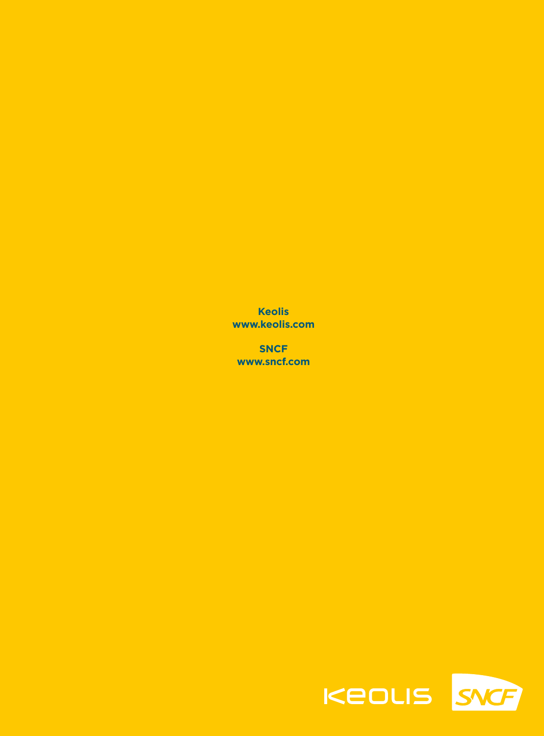**Keolis**
**www.keolis.com**

**SNCF**
**www.sncf.com**

KEOLIS SNCF